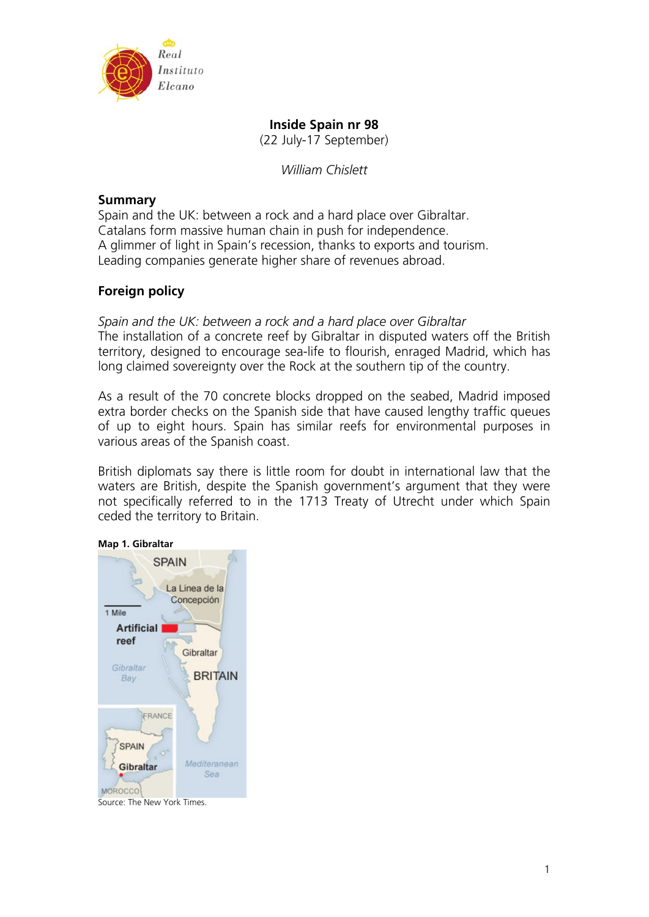# Inside Spain nr 98

(22 July-17 September)

*William Chislett*

## Summary

Spain and the UK: between a rock and a hard place over Gibraltar.
Catalans form massive human chain in push for independence.
A glimmer of light in Spain's recession, thanks to exports and tourism.
Leading companies generate higher share of revenues abroad.

## Foreign policy

*Spain and the UK: between a rock and a hard place over Gibraltar*

The installation of a concrete reef by Gibraltar in disputed waters off the British territory, designed to encourage sea-life to flourish, enraged Madrid, which has long claimed sovereignty over the Rock at the southern tip of the country.

As a result of the 70 concrete blocks dropped on the seabed, Madrid imposed extra border checks on the Spanish side that have caused lengthy traffic queues of up to eight hours. Spain has similar reefs for environmental purposes in various areas of the Spanish coast.

British diplomats say there is little room for doubt in international law that the waters are British, despite the Spanish government's argument that they were not specifically referred to in the 1713 Treaty of Utrecht under which Spain ceded the territory to Britain.

**Map 1. Gibraltar**

Source: The New York Times.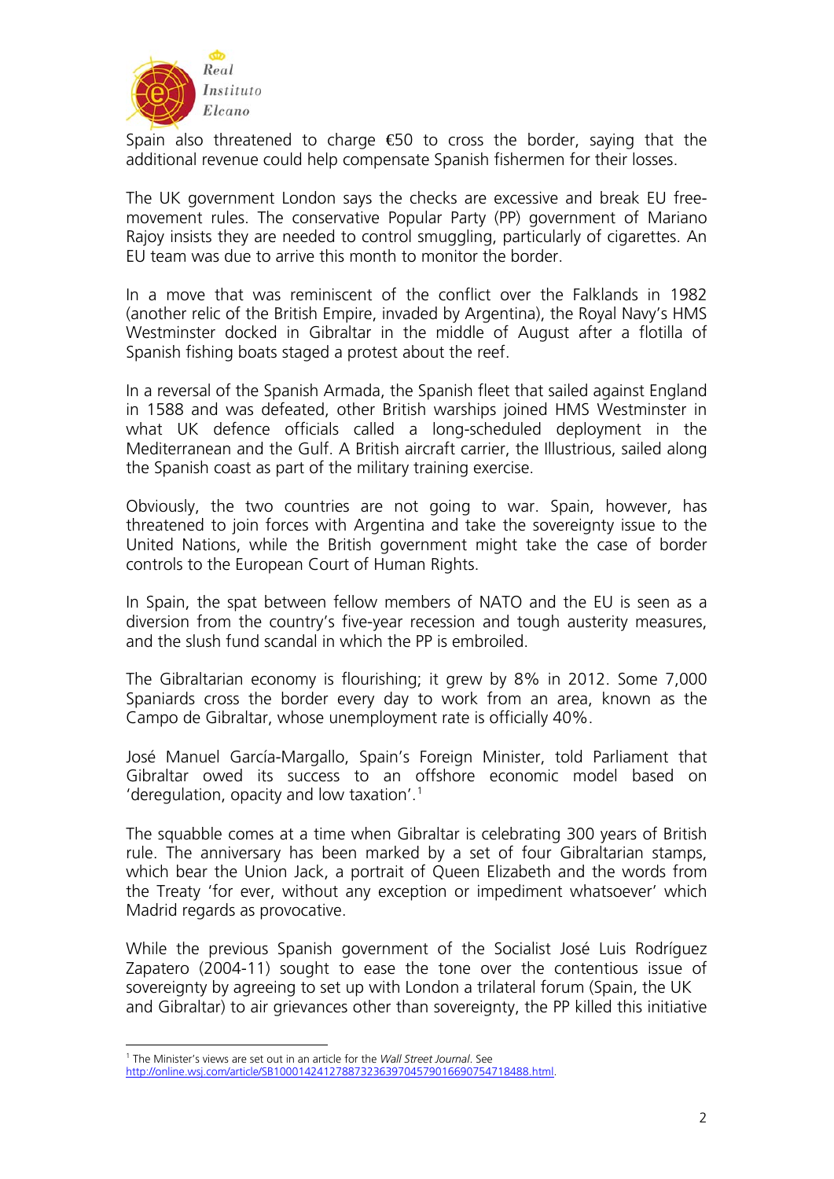Spain also threatened to charge €50 to cross the border, saying that the additional revenue could help compensate Spanish fishermen for their losses.

The UK government London says the checks are excessive and break EU free-movement rules. The conservative Popular Party (PP) government of Mariano Rajoy insists they are needed to control smuggling, particularly of cigarettes. An EU team was due to arrive this month to monitor the border.

In a move that was reminiscent of the conflict over the Falklands in 1982 (another relic of the British Empire, invaded by Argentina), the Royal Navy's HMS Westminster docked in Gibraltar in the middle of August after a flotilla of Spanish fishing boats staged a protest about the reef.

In a reversal of the Spanish Armada, the Spanish fleet that sailed against England in 1588 and was defeated, other British warships joined HMS Westminster in what UK defence officials called a long-scheduled deployment in the Mediterranean and the Gulf. A British aircraft carrier, the Illustrious, sailed along the Spanish coast as part of the military training exercise.

Obviously, the two countries are not going to war. Spain, however, has threatened to join forces with Argentina and take the sovereignty issue to the United Nations, while the British government might take the case of border controls to the European Court of Human Rights.

In Spain, the spat between fellow members of NATO and the EU is seen as a diversion from the country's five-year recession and tough austerity measures, and the slush fund scandal in which the PP is embroiled.

The Gibraltarian economy is flourishing; it grew by 8% in 2012. Some 7,000 Spaniards cross the border every day to work from an area, known as the Campo de Gibraltar, whose unemployment rate is officially 40%.

José Manuel García-Margallo, Spain's Foreign Minister, told Parliament that Gibraltar owed its success to an offshore economic model based on 'deregulation, opacity and low taxation'.[1]

The squabble comes at a time when Gibraltar is celebrating 300 years of British rule. The anniversary has been marked by a set of four Gibraltarian stamps, which bear the Union Jack, a portrait of Queen Elizabeth and the words from the Treaty 'for ever, without any exception or impediment whatsoever' which Madrid regards as provocative.

While the previous Spanish government of the Socialist José Luis Rodríguez Zapatero (2004-11) sought to ease the tone over the contentious issue of sovereignty by agreeing to set up with London a trilateral forum (Spain, the UK and Gibraltar) to air grievances other than sovereignty, the PP killed this initiative

---

[1] The Minister's views are set out in an article for the *Wall Street Journal*. See http://online.wsj.com/article/SB10001424127887323639704579016690754718488.html.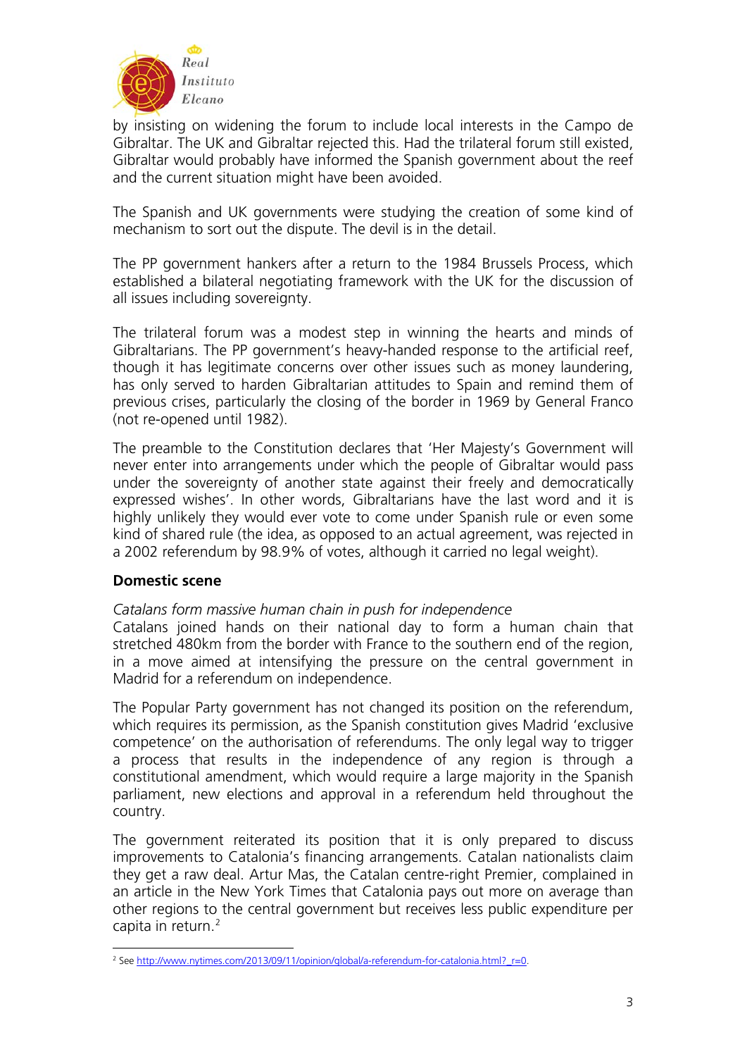by insisting on widening the forum to include local interests in the Campo de Gibraltar. The UK and Gibraltar rejected this. Had the trilateral forum still existed, Gibraltar would probably have informed the Spanish government about the reef and the current situation might have been avoided.

The Spanish and UK governments were studying the creation of some kind of mechanism to sort out the dispute. The devil is in the detail.

The PP government hankers after a return to the 1984 Brussels Process, which established a bilateral negotiating framework with the UK for the discussion of all issues including sovereignty.

The trilateral forum was a modest step in winning the hearts and minds of Gibraltarians. The PP government's heavy-handed response to the artificial reef, though it has legitimate concerns over other issues such as money laundering, has only served to harden Gibraltarian attitudes to Spain and remind them of previous crises, particularly the closing of the border in 1969 by General Franco (not re-opened until 1982).

The preamble to the Constitution declares that 'Her Majesty's Government will never enter into arrangements under which the people of Gibraltar would pass under the sovereignty of another state against their freely and democratically expressed wishes'. In other words, Gibraltarians have the last word and it is highly unlikely they would ever vote to come under Spanish rule or even some kind of shared rule (the idea, as opposed to an actual agreement, was rejected in a 2002 referendum by 98.9% of votes, although it carried no legal weight).

## Domestic scene

*Catalans form massive human chain in push for independence*

Catalans joined hands on their national day to form a human chain that stretched 480km from the border with France to the southern end of the region, in a move aimed at intensifying the pressure on the central government in Madrid for a referendum on independence.

The Popular Party government has not changed its position on the referendum, which requires its permission, as the Spanish constitution gives Madrid 'exclusive competence' on the authorisation of referendums. The only legal way to trigger a process that results in the independence of any region is through a constitutional amendment, which would require a large majority in the Spanish parliament, new elections and approval in a referendum held throughout the country.

The government reiterated its position that it is only prepared to discuss improvements to Catalonia's financing arrangements. Catalan nationalists claim they get a raw deal. Artur Mas, the Catalan centre-right Premier, complained in an article in the New York Times that Catalonia pays out more on average than other regions to the central government but receives less public expenditure per capita in return.[2]

---

[2] See http://www.nytimes.com/2013/09/11/opinion/global/a-referendum-for-catalonia.html?_r=0.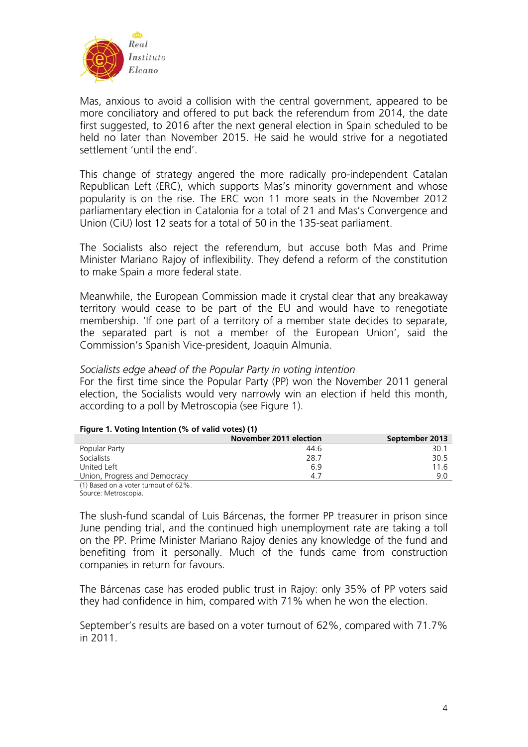Mas, anxious to avoid a collision with the central government, appeared to be more conciliatory and offered to put back the referendum from 2014, the date first suggested, to 2016 after the next general election in Spain scheduled to be held no later than November 2015. He said he would strive for a negotiated settlement 'until the end'.

This change of strategy angered the more radically pro-independent Catalan Republican Left (ERC), which supports Mas's minority government and whose popularity is on the rise. The ERC won 11 more seats in the November 2012 parliamentary election in Catalonia for a total of 21 and Mas's Convergence and Union (CiU) lost 12 seats for a total of 50 in the 135-seat parliament.

The Socialists also reject the referendum, but accuse both Mas and Prime Minister Mariano Rajoy of inflexibility. They defend a reform of the constitution to make Spain a more federal state.

Meanwhile, the European Commission made it crystal clear that any breakaway territory would cease to be part of the EU and would have to renegotiate membership. 'If one part of a territory of a member state decides to separate, the separated part is not a member of the European Union', said the Commission's Spanish Vice-president, Joaquin Almunia.

*Socialists edge ahead of the Popular Party in voting intention*

For the first time since the Popular Party (PP) won the November 2011 general election, the Socialists would very narrowly win an election if held this month, according to a poll by Metroscopia (see Figure 1).

**Figure 1. Voting Intention (% of valid votes) (1)**

| | November 2011 election | September 2013 |
|---|---|---|
| Popular Party | 44.6 | 30.1 |
| Socialists | 28.7 | 30.5 |
| United Left | 6.9 | 11.6 |
| Union, Progress and Democracy | 4.7 | 9.0 |

(1) Based on a voter turnout of 62%.
Source: Metroscopia.

The slush-fund scandal of Luis Bárcenas, the former PP treasurer in prison since June pending trial, and the continued high unemployment rate are taking a toll on the PP. Prime Minister Mariano Rajoy denies any knowledge of the fund and benefiting from it personally. Much of the funds came from construction companies in return for favours.

The Bárcenas case has eroded public trust in Rajoy: only 35% of PP voters said they had confidence in him, compared with 71% when he won the election.

September's results are based on a voter turnout of 62%, compared with 71.7% in 2011.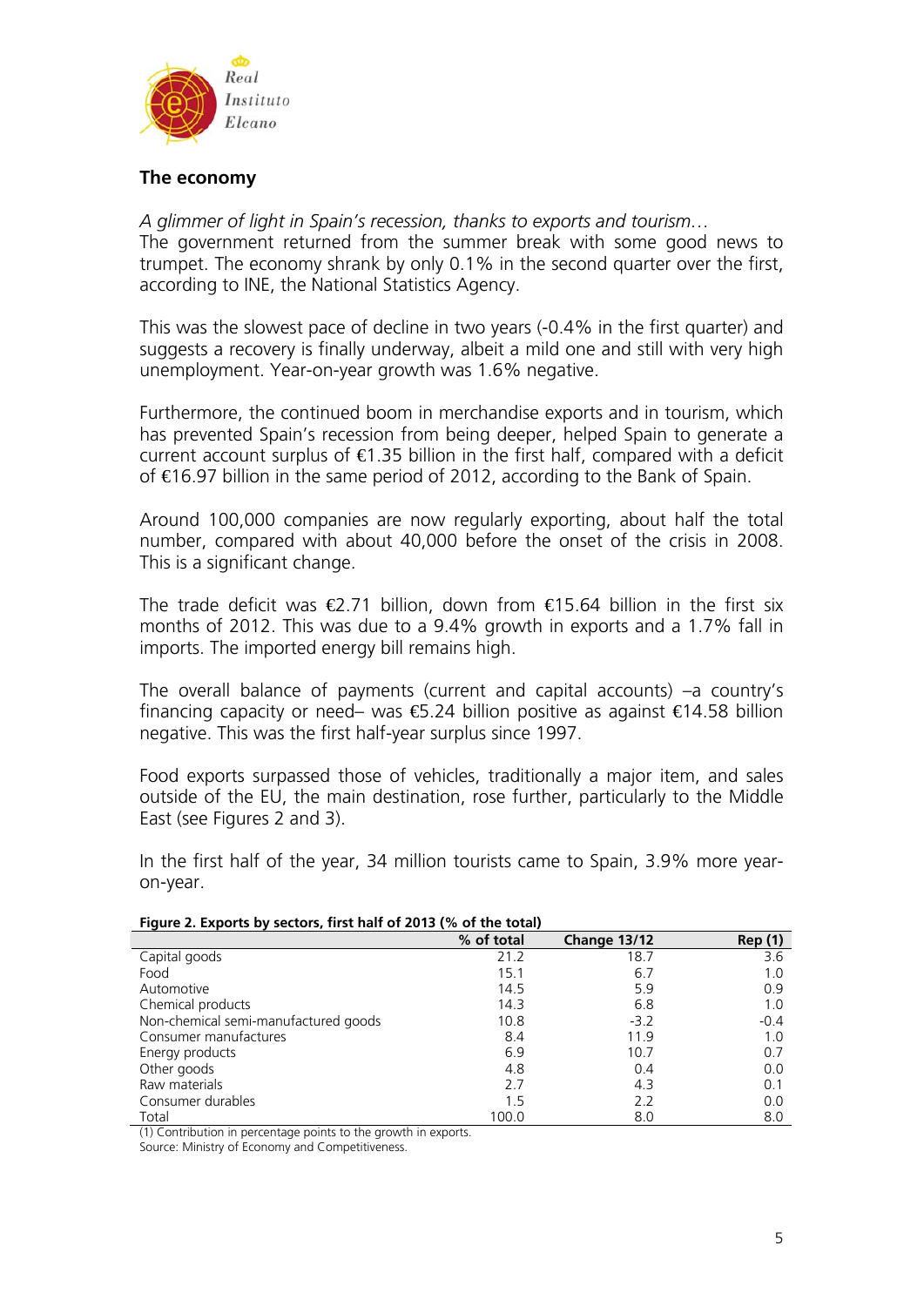## The economy

*A glimmer of light in Spain's recession, thanks to exports and tourism…*

The government returned from the summer break with some good news to trumpet. The economy shrank by only 0.1% in the second quarter over the first, according to INE, the National Statistics Agency.

This was the slowest pace of decline in two years (-0.4% in the first quarter) and suggests a recovery is finally underway, albeit a mild one and still with very high unemployment. Year-on-year growth was 1.6% negative.

Furthermore, the continued boom in merchandise exports and in tourism, which has prevented Spain's recession from being deeper, helped Spain to generate a current account surplus of €1.35 billion in the first half, compared with a deficit of €16.97 billion in the same period of 2012, according to the Bank of Spain.

Around 100,000 companies are now regularly exporting, about half the total number, compared with about 40,000 before the onset of the crisis in 2008. This is a significant change.

The trade deficit was €2.71 billion, down from €15.64 billion in the first six months of 2012. This was due to a 9.4% growth in exports and a 1.7% fall in imports. The imported energy bill remains high.

The overall balance of payments (current and capital accounts) –a country's financing capacity or need– was €5.24 billion positive as against €14.58 billion negative. This was the first half-year surplus since 1997.

Food exports surpassed those of vehicles, traditionally a major item, and sales outside of the EU, the main destination, rose further, particularly to the Middle East (see Figures 2 and 3).

In the first half of the year, 34 million tourists came to Spain, 3.9% more year-on-year.

**Figure 2. Exports by sectors, first half of 2013 (% of the total)**

| | % of total | Change 13/12 | Rep (1) |
|---|---|---|---|
| Capital goods | 21.2 | 18.7 | 3.6 |
| Food | 15.1 | 6.7 | 1.0 |
| Automotive | 14.5 | 5.9 | 0.9 |
| Chemical products | 14.3 | 6.8 | 1.0 |
| Non-chemical semi-manufactured goods | 10.8 | -3.2 | -0.4 |
| Consumer manufactures | 8.4 | 11.9 | 1.0 |
| Energy products | 6.9 | 10.7 | 0.7 |
| Other goods | 4.8 | 0.4 | 0.0 |
| Raw materials | 2.7 | 4.3 | 0.1 |
| Consumer durables | 1.5 | 2.2 | 0.0 |
| Total | 100.0 | 8.0 | 8.0 |

(1) Contribution in percentage points to the growth in exports.
Source: Ministry of Economy and Competitiveness.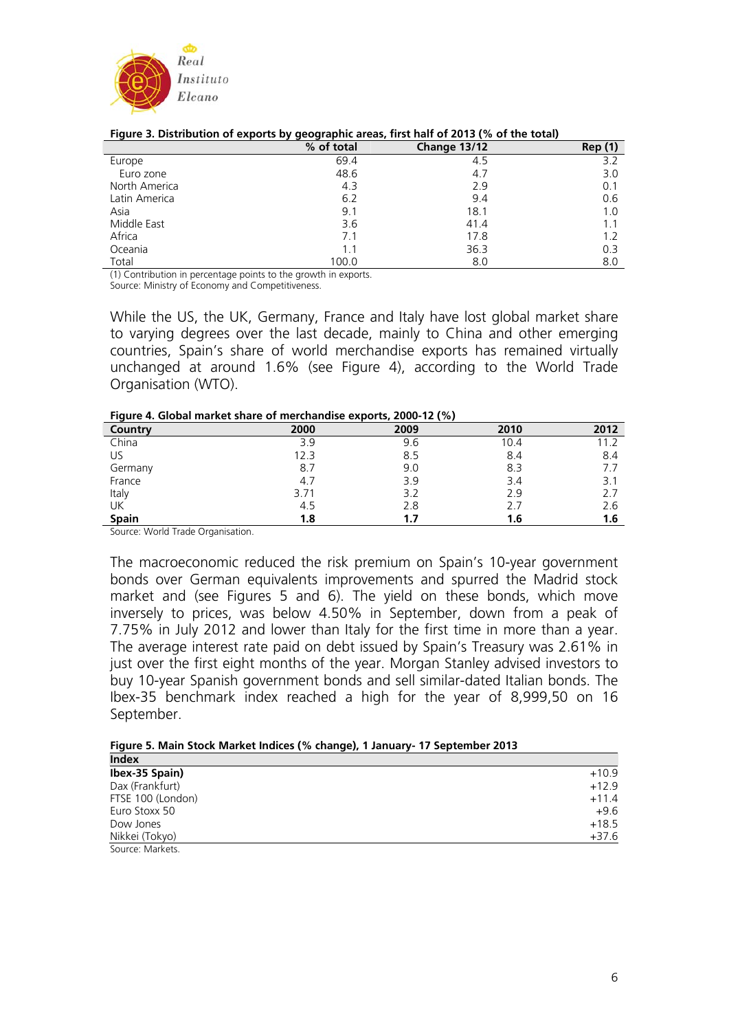**Figure 3. Distribution of exports by geographic areas, first half of 2013 (% of the total)**

| | % of total | Change 13/12 | Rep (1) |
|---|---|---|---|
| Europe | 69.4 | 4.5 | 3.2 |
| Euro zone | 48.6 | 4.7 | 3.0 |
| North America | 4.3 | 2.9 | 0.1 |
| Latin America | 6.2 | 9.4 | 0.6 |
| Asia | 9.1 | 18.1 | 1.0 |
| Middle East | 3.6 | 41.4 | 1.1 |
| Africa | 7.1 | 17.8 | 1.2 |
| Oceania | 1.1 | 36.3 | 0.3 |
| Total | 100.0 | 8.0 | 8.0 |

(1) Contribution in percentage points to the growth in exports.
Source: Ministry of Economy and Competitiveness.

While the US, the UK, Germany, France and Italy have lost global market share to varying degrees over the last decade, mainly to China and other emerging countries, Spain's share of world merchandise exports has remained virtually unchanged at around 1.6% (see Figure 4), according to the World Trade Organisation (WTO).

**Figure 4. Global market share of merchandise exports, 2000-12 (%)**

| Country | 2000 | 2009 | 2010 | 2012 |
|---|---|---|---|---|
| China | 3.9 | 9.6 | 10.4 | 11.2 |
| US | 12.3 | 8.5 | 8.4 | 8.4 |
| Germany | 8.7 | 9.0 | 8.3 | 7.7 |
| France | 4.7 | 3.9 | 3.4 | 3.1 |
| Italy | 3.71 | 3.2 | 2.9 | 2.7 |
| UK | 4.5 | 2.8 | 2.7 | 2.6 |
| **Spain** | **1.8** | **1.7** | **1.6** | **1.6** |

Source: World Trade Organisation.

The macroeconomic reduced the risk premium on Spain's 10-year government bonds over German equivalents improvements and spurred the Madrid stock market and (see Figures 5 and 6). The yield on these bonds, which move inversely to prices, was below 4.50% in September, down from a peak of 7.75% in July 2012 and lower than Italy for the first time in more than a year. The average interest rate paid on debt issued by Spain's Treasury was 2.61% in just over the first eight months of the year. Morgan Stanley advised investors to buy 10-year Spanish government bonds and sell similar-dated Italian bonds. The Ibex-35 benchmark index reached a high for the year of 8,999,50 on 16 September.

**Figure 5. Main Stock Market Indices (% change), 1 January- 17 September 2013**

| Index | |
|---|---|
| **Ibex-35 Spain)** | +10.9 |
| Dax (Frankfurt) | +12.9 |
| FTSE 100 (London) | +11.4 |
| Euro Stoxx 50 | +9.6 |
| Dow Jones | +18.5 |
| Nikkei (Tokyo) | +37.6 |

Source: Markets.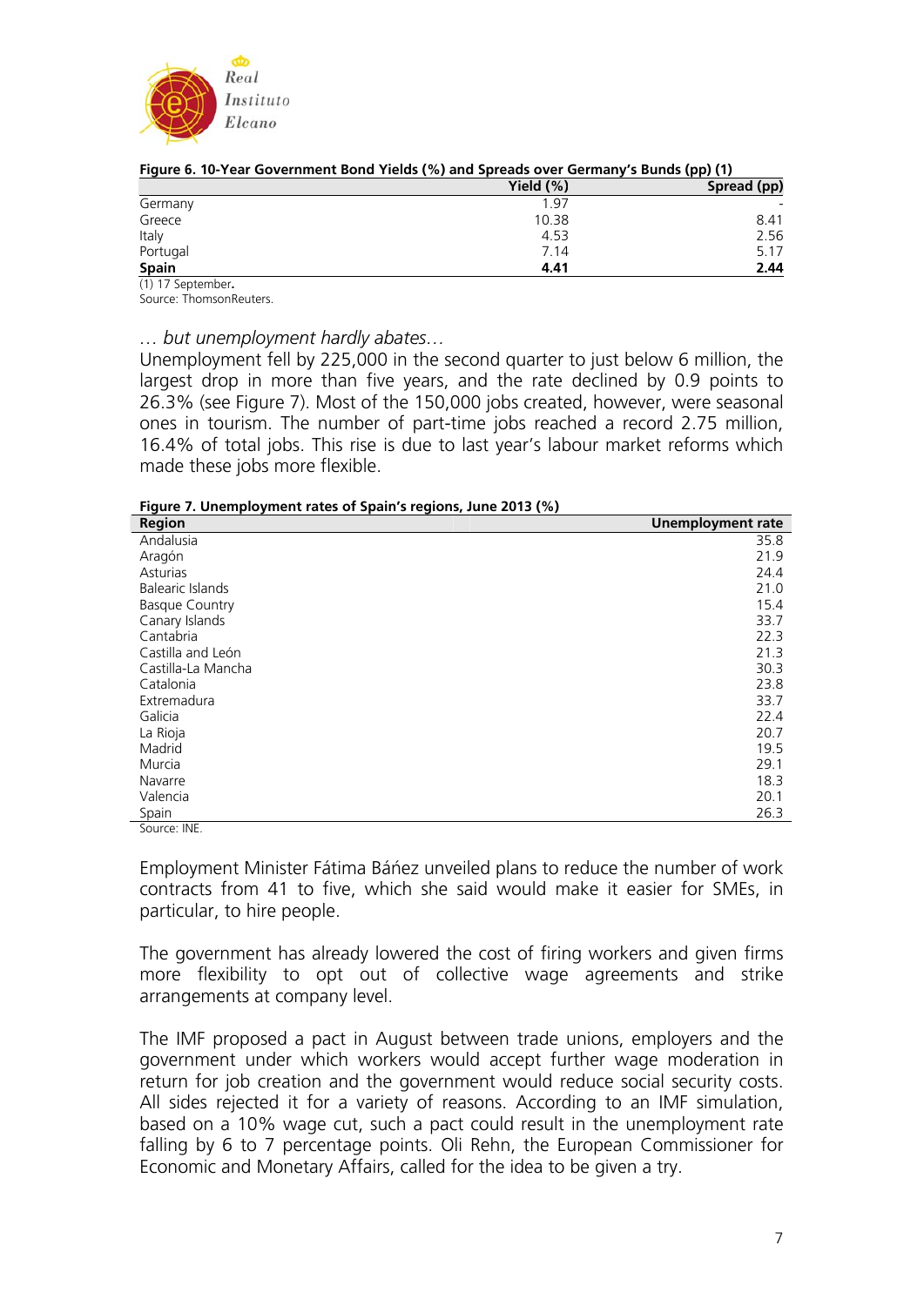**Figure 6. 10-Year Government Bond Yields (%) and Spreads over Germany's Bunds (pp) (1)**

| | Yield (%) | Spread (pp) |
|---|---|---|
| Germany | 1.97 | - |
| Greece | 10.38 | 8.41 |
| Italy | 4.53 | 2.56 |
| Portugal | 7.14 | 5.17 |
| **Spain** | **4.41** | **2.44** |

(1) 17 September.
Source: ThomsonReuters.

*… but unemployment hardly abates…*

Unemployment fell by 225,000 in the second quarter to just below 6 million, the largest drop in more than five years, and the rate declined by 0.9 points to 26.3% (see Figure 7). Most of the 150,000 jobs created, however, were seasonal ones in tourism. The number of part-time jobs reached a record 2.75 million, 16.4% of total jobs. This rise is due to last year's labour market reforms which made these jobs more flexible.

**Figure 7. Unemployment rates of Spain's regions, June 2013 (%)**

| Region | Unemployment rate |
|---|---|
| Andalusia | 35.8 |
| Aragón | 21.9 |
| Asturias | 24.4 |
| Balearic Islands | 21.0 |
| Basque Country | 15.4 |
| Canary Islands | 33.7 |
| Cantabria | 22.3 |
| Castilla and León | 21.3 |
| Castilla-La Mancha | 30.3 |
| Catalonia | 23.8 |
| Extremadura | 33.7 |
| Galicia | 22.4 |
| La Rioja | 20.7 |
| Madrid | 19.5 |
| Murcia | 29.1 |
| Navarre | 18.3 |
| Valencia | 20.1 |
| Spain | 26.3 |

Source: INE.

Employment Minister Fátima Báñez unveiled plans to reduce the number of work contracts from 41 to five, which she said would make it easier for SMEs, in particular, to hire people.

The government has already lowered the cost of firing workers and given firms more flexibility to opt out of collective wage agreements and strike arrangements at company level.

The IMF proposed a pact in August between trade unions, employers and the government under which workers would accept further wage moderation in return for job creation and the government would reduce social security costs. All sides rejected it for a variety of reasons. According to an IMF simulation, based on a 10% wage cut, such a pact could result in the unemployment rate falling by 6 to 7 percentage points. Oli Rehn, the European Commissioner for Economic and Monetary Affairs, called for the idea to be given a try.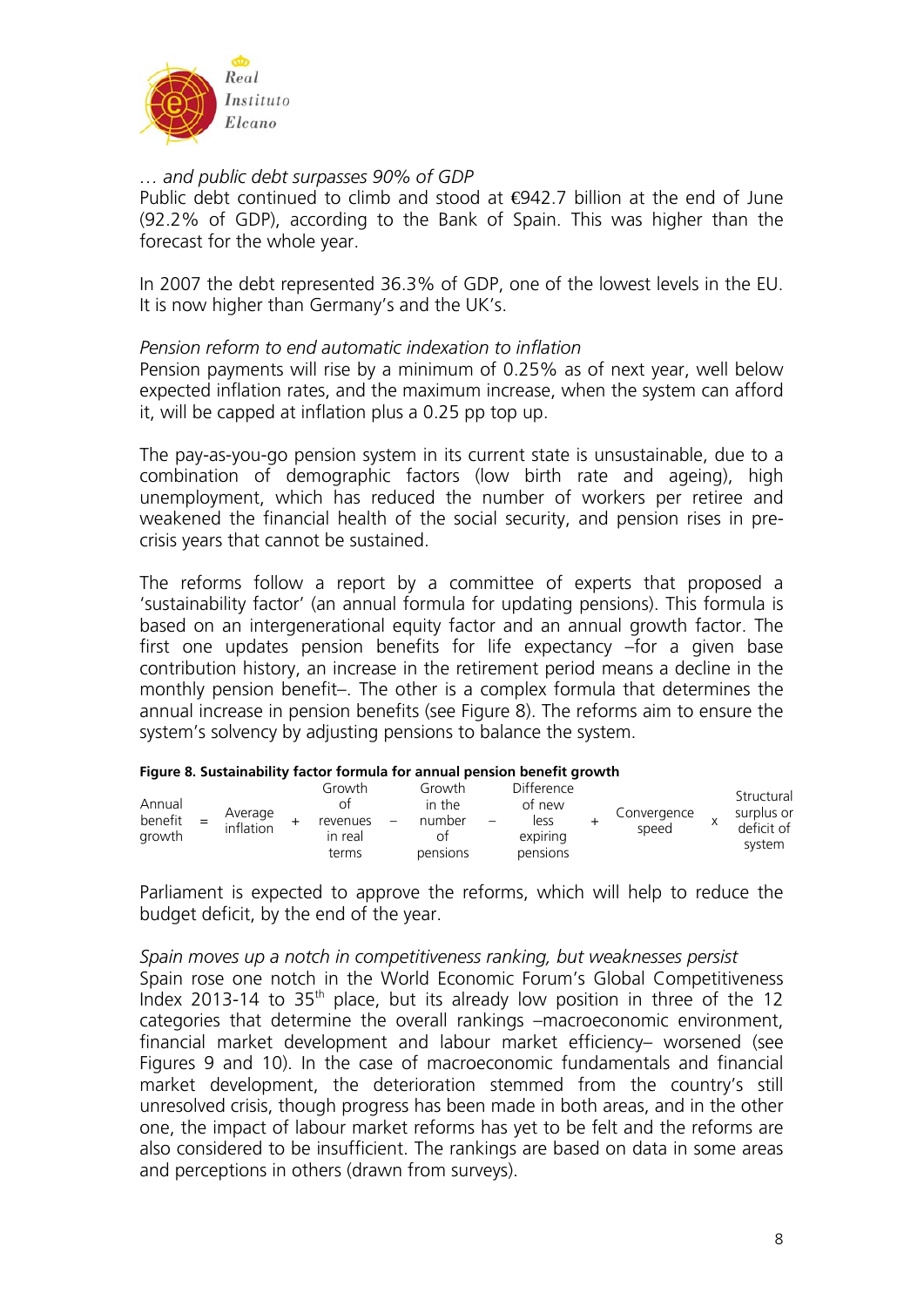*… and public debt surpasses 90% of GDP*
Public debt continued to climb and stood at €942.7 billion at the end of June (92.2% of GDP), according to the Bank of Spain. This was higher than the forecast for the whole year.

In 2007 the debt represented 36.3% of GDP, one of the lowest levels in the EU. It is now higher than Germany's and the UK's.

*Pension reform to end automatic indexation to inflation*
Pension payments will rise by a minimum of 0.25% as of next year, well below expected inflation rates, and the maximum increase, when the system can afford it, will be capped at inflation plus a 0.25 pp top up.

The pay-as-you-go pension system in its current state is unsustainable, due to a combination of demographic factors (low birth rate and ageing), high unemployment, which has reduced the number of workers per retiree and weakened the financial health of the social security, and pension rises in pre-crisis years that cannot be sustained.

The reforms follow a report by a committee of experts that proposed a 'sustainability factor' (an annual formula for updating pensions). This formula is based on an intergenerational equity factor and an annual growth factor. The first one updates pension benefits for life expectancy –for a given base contribution history, an increase in the retirement period means a decline in the monthly pension benefit–. The other is a complex formula that determines the annual increase in pension benefits (see Figure 8). The reforms aim to ensure the system's solvency by adjusting pensions to balance the system.

**Figure 8. Sustainability factor formula for annual pension benefit growth**

| Annual benefit growth | = | Average inflation | + | Growth of revenues in real terms | – | Growth in the number of pensions | – | Difference of new less expiring pensions | + | Convergence speed | x | Structural surplus or deficit of system |
|---|---|---|---|---|---|---|---|---|---|---|---|---|

Parliament is expected to approve the reforms, which will help to reduce the budget deficit, by the end of the year.

*Spain moves up a notch in competitiveness ranking, but weaknesses persist*
Spain rose one notch in the World Economic Forum's Global Competitiveness Index 2013-14 to 35th place, but its already low position in three of the 12 categories that determine the overall rankings –macroeconomic environment, financial market development and labour market efficiency– worsened (see Figures 9 and 10). In the case of macroeconomic fundamentals and financial market development, the deterioration stemmed from the country's still unresolved crisis, though progress has been made in both areas, and in the other one, the impact of labour market reforms has yet to be felt and the reforms are also considered to be insufficient. The rankings are based on data in some areas and perceptions in others (drawn from surveys).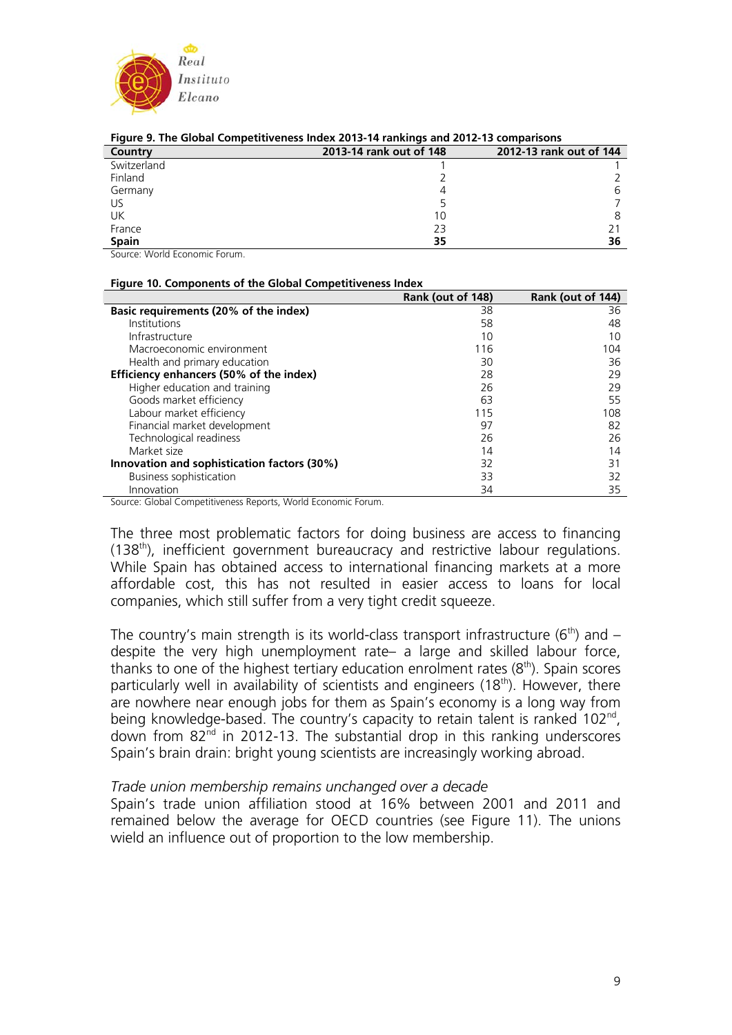**Figure 9. The Global Competitiveness Index 2013-14 rankings and 2012-13 comparisons**

| Country | 2013-14 rank out of 148 | 2012-13 rank out of 144 |
|---|---|---|
| Switzerland | 1 | 1 |
| Finland | 2 | 2 |
| Germany | 4 | 6 |
| US | 5 | 7 |
| UK | 10 | 8 |
| France | 23 | 21 |
| **Spain** | **35** | **36** |

Source: World Economic Forum.

**Figure 10. Components of the Global Competitiveness Index**

| | Rank (out of 148) | Rank (out of 144) |
|---|---|---|
| **Basic requirements (20% of the index)** | 38 | 36 |
| Institutions | 58 | 48 |
| Infrastructure | 10 | 10 |
| Macroeconomic environment | 116 | 104 |
| Health and primary education | 30 | 36 |
| **Efficiency enhancers (50% of the index)** | 28 | 29 |
| Higher education and training | 26 | 29 |
| Goods market efficiency | 63 | 55 |
| Labour market efficiency | 115 | 108 |
| Financial market development | 97 | 82 |
| Technological readiness | 26 | 26 |
| Market size | 14 | 14 |
| **Innovation and sophistication factors (30%)** | 32 | 31 |
| Business sophistication | 33 | 32 |
| Innovation | 34 | 35 |

Source: Global Competitiveness Reports, World Economic Forum.

The three most problematic factors for doing business are access to financing (138th), inefficient government bureaucracy and restrictive labour regulations. While Spain has obtained access to international financing markets at a more affordable cost, this has not resulted in easier access to loans for local companies, which still suffer from a very tight credit squeeze.

The country's main strength is its world-class transport infrastructure (6th) and – despite the very high unemployment rate– a large and skilled labour force, thanks to one of the highest tertiary education enrolment rates (8th). Spain scores particularly well in availability of scientists and engineers (18th). However, there are nowhere near enough jobs for them as Spain's economy is a long way from being knowledge-based. The country's capacity to retain talent is ranked 102nd, down from 82nd in 2012-13. The substantial drop in this ranking underscores Spain's brain drain: bright young scientists are increasingly working abroad.

*Trade union membership remains unchanged over a decade*

Spain's trade union affiliation stood at 16% between 2001 and 2011 and remained below the average for OECD countries (see Figure 11). The unions wield an influence out of proportion to the low membership.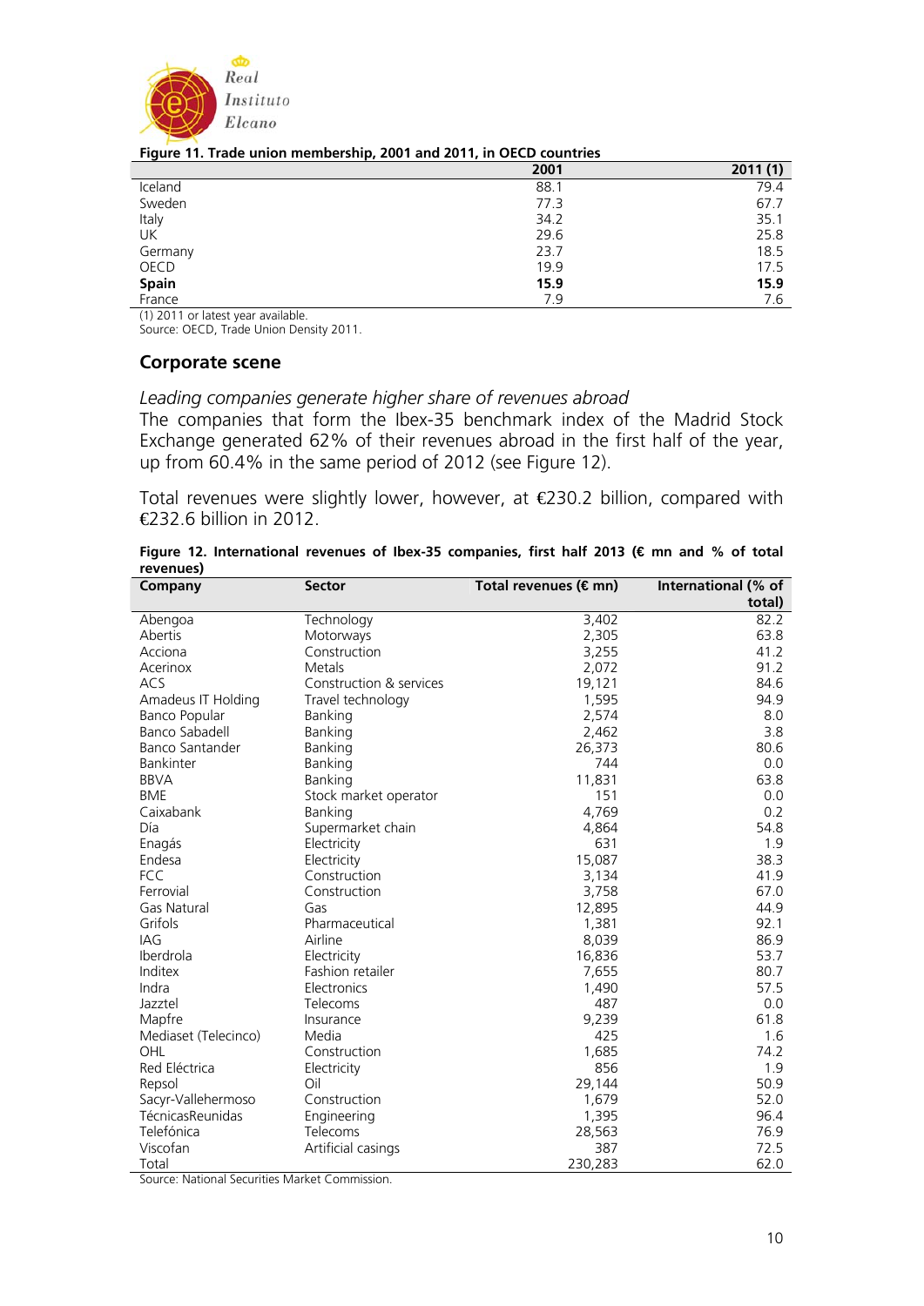**Figure 11. Trade union membership, 2001 and 2011, in OECD countries**

| | 2001 | 2011 (1) |
|---|---|---|
| Iceland | 88.1 | 79.4 |
| Sweden | 77.3 | 67.7 |
| Italy | 34.2 | 35.1 |
| UK | 29.6 | 25.8 |
| Germany | 23.7 | 18.5 |
| OECD | 19.9 | 17.5 |
| **Spain** | **15.9** | **15.9** |
| France | 7.9 | 7.6 |

(1) 2011 or latest year available.
Source: OECD, Trade Union Density 2011.

## Corporate scene

*Leading companies generate higher share of revenues abroad*

The companies that form the Ibex-35 benchmark index of the Madrid Stock Exchange generated 62% of their revenues abroad in the first half of the year, up from 60.4% in the same period of 2012 (see Figure 12).

Total revenues were slightly lower, however, at €230.2 billion, compared with €232.6 billion in 2012.

**Figure 12. International revenues of Ibex-35 companies, first half 2013 (€ mn and % of total revenues)**

| Company | Sector | Total revenues (€ mn) | International (% of total) |
|---|---|---|---|
| Abengoa | Technology | 3,402 | 82.2 |
| Abertis | Motorways | 2,305 | 63.8 |
| Acciona | Construction | 3,255 | 41.2 |
| Acerinox | Metals | 2,072 | 91.2 |
| ACS | Construction & services | 19,121 | 84.6 |
| Amadeus IT Holding | Travel technology | 1,595 | 94.9 |
| Banco Popular | Banking | 2,574 | 8.0 |
| Banco Sabadell | Banking | 2,462 | 3.8 |
| Banco Santander | Banking | 26,373 | 80.6 |
| Bankinter | Banking | 744 | 0.0 |
| BBVA | Banking | 11,831 | 63.8 |
| BME | Stock market operator | 151 | 0.0 |
| Caixabank | Banking | 4,769 | 0.2 |
| Día | Supermarket chain | 4,864 | 54.8 |
| Enagás | Electricity | 631 | 1.9 |
| Endesa | Electricity | 15,087 | 38.3 |
| FCC | Construction | 3,134 | 41.9 |
| Ferrovial | Construction | 3,758 | 67.0 |
| Gas Natural | Gas | 12,895 | 44.9 |
| Grifols | Pharmaceutical | 1,381 | 92.1 |
| IAG | Airline | 8,039 | 86.9 |
| Iberdrola | Electricity | 16,836 | 53.7 |
| Inditex | Fashion retailer | 7,655 | 80.7 |
| Indra | Electronics | 1,490 | 57.5 |
| Jazztel | Telecoms | 487 | 0.0 |
| Mapfre | Insurance | 9,239 | 61.8 |
| Mediaset (Telecinco) | Media | 425 | 1.6 |
| OHL | Construction | 1,685 | 74.2 |
| Red Eléctrica | Electricity | 856 | 1.9 |
| Repsol | Oil | 29,144 | 50.9 |
| Sacyr-Vallehermoso | Construction | 1,679 | 52.0 |
| TécnicasReunidas | Engineering | 1,395 | 96.4 |
| Telefónica | Telecoms | 28,563 | 76.9 |
| Viscofan | Artificial casings | 387 | 72.5 |
| Total | | 230,283 | 62.0 |

Source: National Securities Market Commission.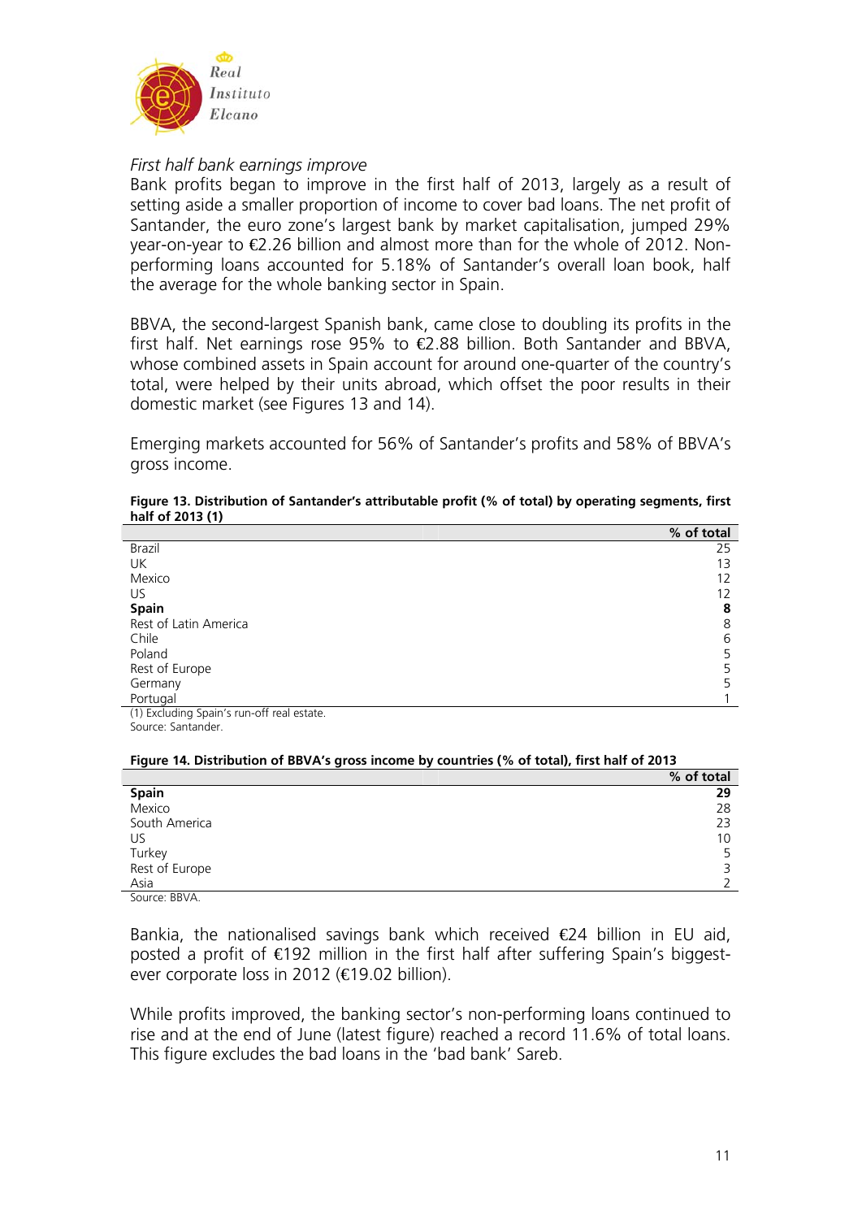*First half bank earnings improve*

Bank profits began to improve in the first half of 2013, largely as a result of setting aside a smaller proportion of income to cover bad loans. The net profit of Santander, the euro zone's largest bank by market capitalisation, jumped 29% year-on-year to €2.26 billion and almost more than for the whole of 2012. Non-performing loans accounted for 5.18% of Santander's overall loan book, half the average for the whole banking sector in Spain.

BBVA, the second-largest Spanish bank, came close to doubling its profits in the first half. Net earnings rose 95% to €2.88 billion. Both Santander and BBVA, whose combined assets in Spain account for around one-quarter of the country's total, were helped by their units abroad, which offset the poor results in their domestic market (see Figures 13 and 14).

Emerging markets accounted for 56% of Santander's profits and 58% of BBVA's gross income.

**Figure 13. Distribution of Santander's attributable profit (% of total) by operating segments, first half of 2013 (1)**

| | % of total |
|---|---|
| Brazil | 25 |
| UK | 13 |
| Mexico | 12 |
| US | 12 |
| **Spain** | **8** |
| Rest of Latin America | 8 |
| Chile | 6 |
| Poland | 5 |
| Rest of Europe | 5 |
| Germany | 5 |
| Portugal | 1 |

(1) Excluding Spain's run-off real estate.

Source: Santander.

**Figure 14. Distribution of BBVA's gross income by countries (% of total), first half of 2013**

| | % of total |
|---|---|
| **Spain** | **29** |
| Mexico | 28 |
| South America | 23 |
| US | 10 |
| Turkey | 5 |
| Rest of Europe | 3 |
| Asia | 2 |

Source: BBVA.

Bankia, the nationalised savings bank which received €24 billion in EU aid, posted a profit of €192 million in the first half after suffering Spain's biggest-ever corporate loss in 2012 (€19.02 billion).

While profits improved, the banking sector's non-performing loans continued to rise and at the end of June (latest figure) reached a record 11.6% of total loans. This figure excludes the bad loans in the 'bad bank' Sareb.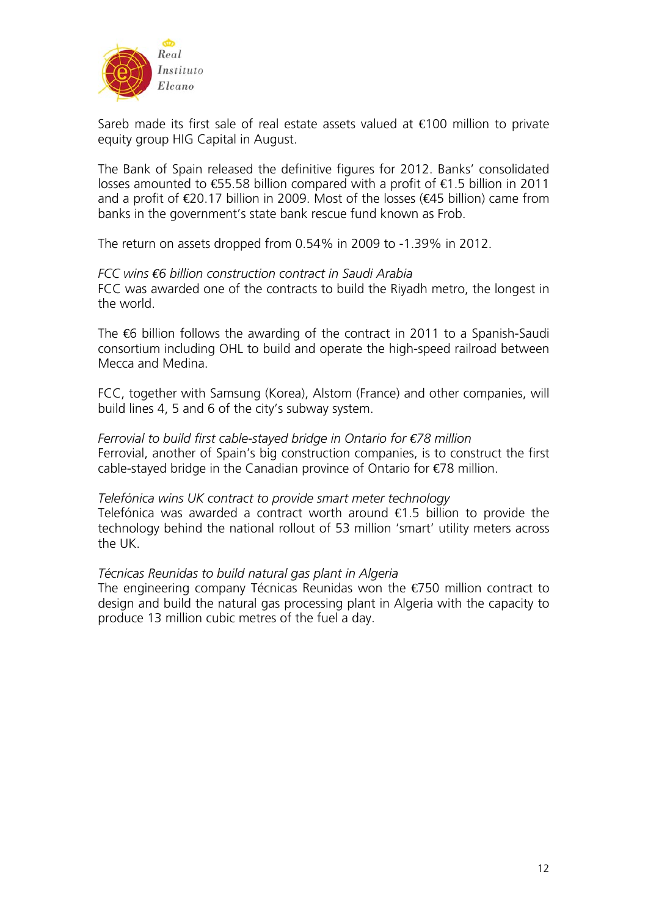Sareb made its first sale of real estate assets valued at €100 million to private equity group HIG Capital in August.

The Bank of Spain released the definitive figures for 2012. Banks' consolidated losses amounted to €55.58 billion compared with a profit of €1.5 billion in 2011 and a profit of €20.17 billion in 2009. Most of the losses (€45 billion) came from banks in the government's state bank rescue fund known as Frob.

The return on assets dropped from 0.54% in 2009 to -1.39% in 2012.

*FCC wins €6 billion construction contract in Saudi Arabia*
FCC was awarded one of the contracts to build the Riyadh metro, the longest in the world.

The €6 billion follows the awarding of the contract in 2011 to a Spanish-Saudi consortium including OHL to build and operate the high-speed railroad between Mecca and Medina.

FCC, together with Samsung (Korea), Alstom (France) and other companies, will build lines 4, 5 and 6 of the city's subway system.

*Ferrovial to build first cable-stayed bridge in Ontario for €78 million*
Ferrovial, another of Spain's big construction companies, is to construct the first cable-stayed bridge in the Canadian province of Ontario for €78 million.

*Telefónica wins UK contract to provide smart meter technology*
Telefónica was awarded a contract worth around €1.5 billion to provide the technology behind the national rollout of 53 million 'smart' utility meters across the UK.

*Técnicas Reunidas to build natural gas plant in Algeria*
The engineering company Técnicas Reunidas won the €750 million contract to design and build the natural gas processing plant in Algeria with the capacity to produce 13 million cubic metres of the fuel a day.